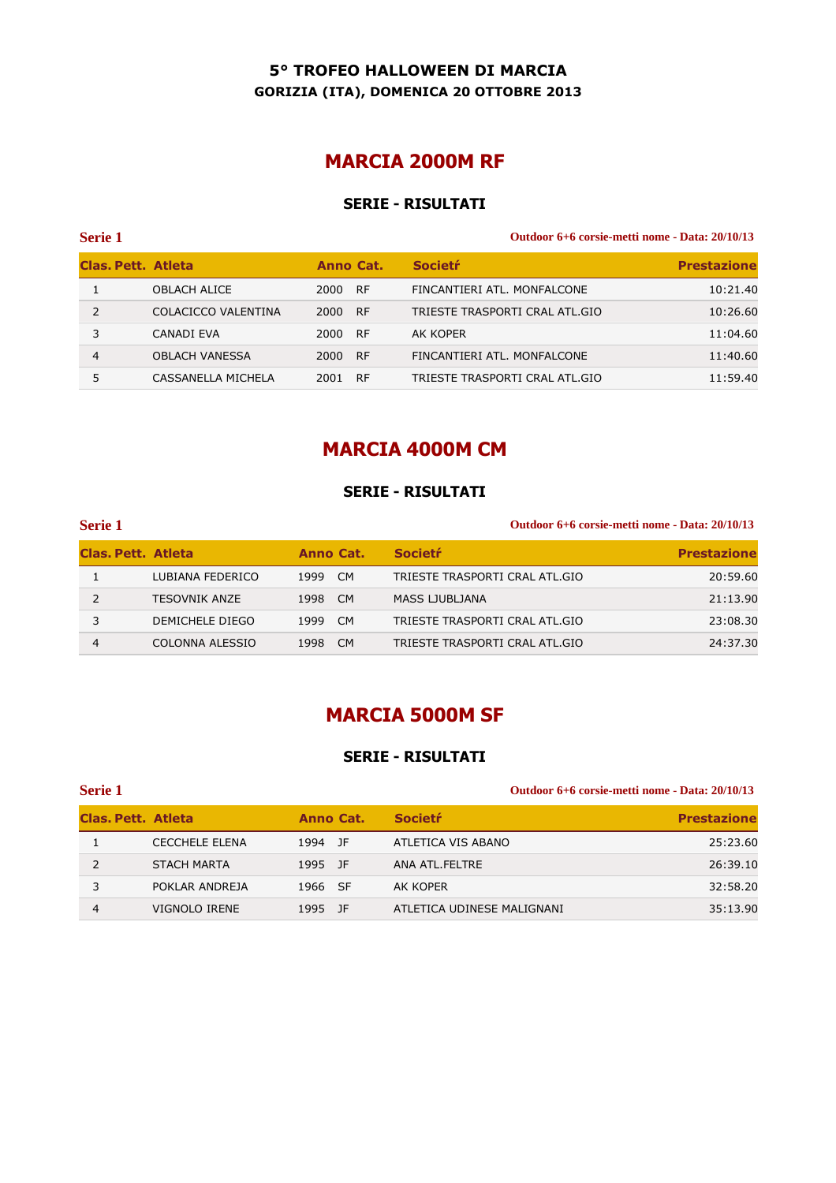**5° TROFEO HALLOWEEN DI MARCIA**
**GORIZIA (ITA), DOMENICA 20 OTTOBRE 2013**

# MARCIA 2000M RF

## SERIE - RISULTATI

**Serie 1** — **Outdoor 6+6 corsie-metti nome - Data: 20/10/13**

| Clas. | Pett. | Atleta | Anno | Cat. | Societŕ | Prestazione |
|---|---|---|---|---|---|---|
| 1 | | OBLACH ALICE | 2000 | RF | FINCANTIERI ATL. MONFALCONE | 10:21.40 |
| 2 | | COLACICCO VALENTINA | 2000 | RF | TRIESTE TRASPORTI CRAL ATL.GIO | 10:26.60 |
| 3 | | CANADI EVA | 2000 | RF | AK KOPER | 11:04.60 |
| 4 | | OBLACH VANESSA | 2000 | RF | FINCANTIERI ATL. MONFALCONE | 11:40.60 |
| 5 | | CASSANELLA MICHELA | 2001 | RF | TRIESTE TRASPORTI CRAL ATL.GIO | 11:59.40 |

# MARCIA 4000M CM

## SERIE - RISULTATI

**Serie 1** — **Outdoor 6+6 corsie-metti nome - Data: 20/10/13**

| Clas. | Pett. | Atleta | Anno | Cat. | Societŕ | Prestazione |
|---|---|---|---|---|---|---|
| 1 | | LUBIANA FEDERICO | 1999 | CM | TRIESTE TRASPORTI CRAL ATL.GIO | 20:59.60 |
| 2 | | TESOVNIK ANZE | 1998 | CM | MASS LJUBLJANA | 21:13.90 |
| 3 | | DEMICHELE DIEGO | 1999 | CM | TRIESTE TRASPORTI CRAL ATL.GIO | 23:08.30 |
| 4 | | COLONNA ALESSIO | 1998 | CM | TRIESTE TRASPORTI CRAL ATL.GIO | 24:37.30 |

# MARCIA 5000M SF

## SERIE - RISULTATI

**Serie 1** — **Outdoor 6+6 corsie-metti nome - Data: 20/10/13**

| Clas. | Pett. | Atleta | Anno | Cat. | Societŕ | Prestazione |
|---|---|---|---|---|---|---|
| 1 | | CECCHELE ELENA | 1994 | JF | ATLETICA VIS ABANO | 25:23.60 |
| 2 | | STACH MARTA | 1995 | JF | ANA ATL.FELTRE | 26:39.10 |
| 3 | | POKLAR ANDREJA | 1966 | SF | AK KOPER | 32:58.20 |
| 4 | | VIGNOLO IRENE | 1995 | JF | ATLETICA UDINESE MALIGNANI | 35:13.90 |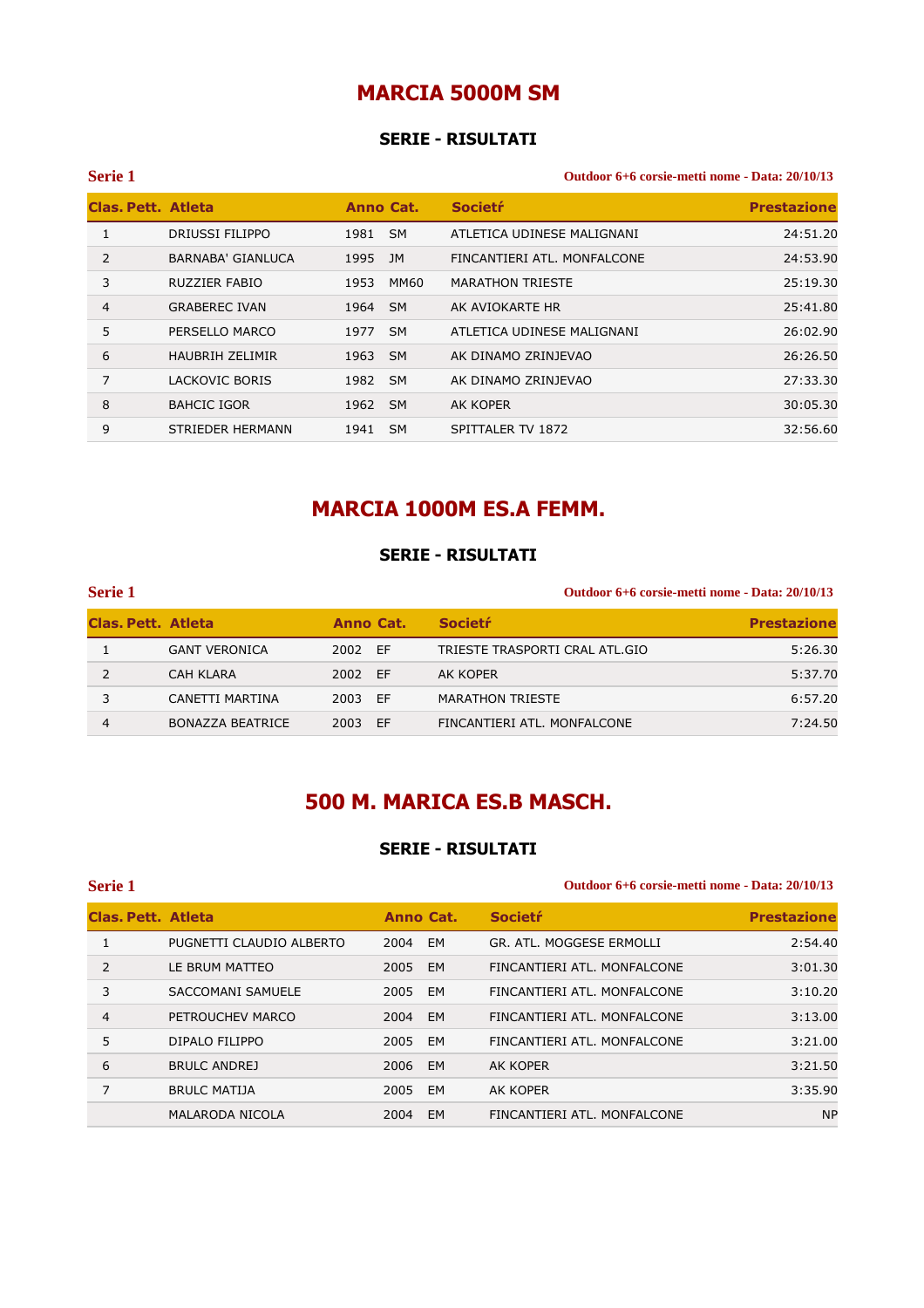# MARCIA 5000M SM

## SERIE - RISULTATI

**Serie 1** **Outdoor 6+6 corsie-metti nome - Data: 20/10/13**

| Clas. | Pett. | Atleta | Anno | Cat. | Societŕ | Prestazione |
|---|---|---|---|---|---|---|
| 1 | | DRIUSSI FILIPPO | 1981 | SM | ATLETICA UDINESE MALIGNANI | 24:51.20 |
| 2 | | BARNABA' GIANLUCA | 1995 | JM | FINCANTIERI ATL. MONFALCONE | 24:53.90 |
| 3 | | RUZZIER FABIO | 1953 | MM60 | MARATHON TRIESTE | 25:19.30 |
| 4 | | GRABEREC IVAN | 1964 | SM | AK AVIOKARTE HR | 25:41.80 |
| 5 | | PERSELLO MARCO | 1977 | SM | ATLETICA UDINESE MALIGNANI | 26:02.90 |
| 6 | | HAUBRIH ZELIMIR | 1963 | SM | AK DINAMO ZRINJEVAO | 26:26.50 |
| 7 | | LACKOVIC BORIS | 1982 | SM | AK DINAMO ZRINJEVAO | 27:33.30 |
| 8 | | BAHCIC IGOR | 1962 | SM | AK KOPER | 30:05.30 |
| 9 | | STRIEDER HERMANN | 1941 | SM | SPITTALER TV 1872 | 32:56.60 |

# MARCIA 1000M ES.A FEMM.

## SERIE - RISULTATI

**Serie 1** **Outdoor 6+6 corsie-metti nome - Data: 20/10/13**

| Clas. | Pett. | Atleta | Anno | Cat. | Societŕ | Prestazione |
|---|---|---|---|---|---|---|
| 1 | | GANT VERONICA | 2002 | EF | TRIESTE TRASPORTI CRAL ATL.GIO | 5:26.30 |
| 2 | | CAH KLARA | 2002 | EF | AK KOPER | 5:37.70 |
| 3 | | CANETTI MARTINA | 2003 | EF | MARATHON TRIESTE | 6:57.20 |
| 4 | | BONAZZA BEATRICE | 2003 | EF | FINCANTIERI ATL. MONFALCONE | 7:24.50 |

# 500 M. MARICA ES.B MASCH.

## SERIE - RISULTATI

**Serie 1** **Outdoor 6+6 corsie-metti nome - Data: 20/10/13**

| Clas. | Pett. | Atleta | Anno | Cat. | Societŕ | Prestazione |
|---|---|---|---|---|---|---|
| 1 | | PUGNETTI CLAUDIO ALBERTO | 2004 | EM | GR. ATL. MOGGESE ERMOLLI | 2:54.40 |
| 2 | | LE BRUM MATTEO | 2005 | EM | FINCANTIERI ATL. MONFALCONE | 3:01.30 |
| 3 | | SACCOMANI SAMUELE | 2005 | EM | FINCANTIERI ATL. MONFALCONE | 3:10.20 |
| 4 | | PETROUCHEV MARCO | 2004 | EM | FINCANTIERI ATL. MONFALCONE | 3:13.00 |
| 5 | | DIPALO FILIPPO | 2005 | EM | FINCANTIERI ATL. MONFALCONE | 3:21.00 |
| 6 | | BRULC ANDREJ | 2006 | EM | AK KOPER | 3:21.50 |
| 7 | | BRULC MATIJA | 2005 | EM | AK KOPER | 3:35.90 |
| | | MALARODA NICOLA | 2004 | EM | FINCANTIERI ATL. MONFALCONE | NP |